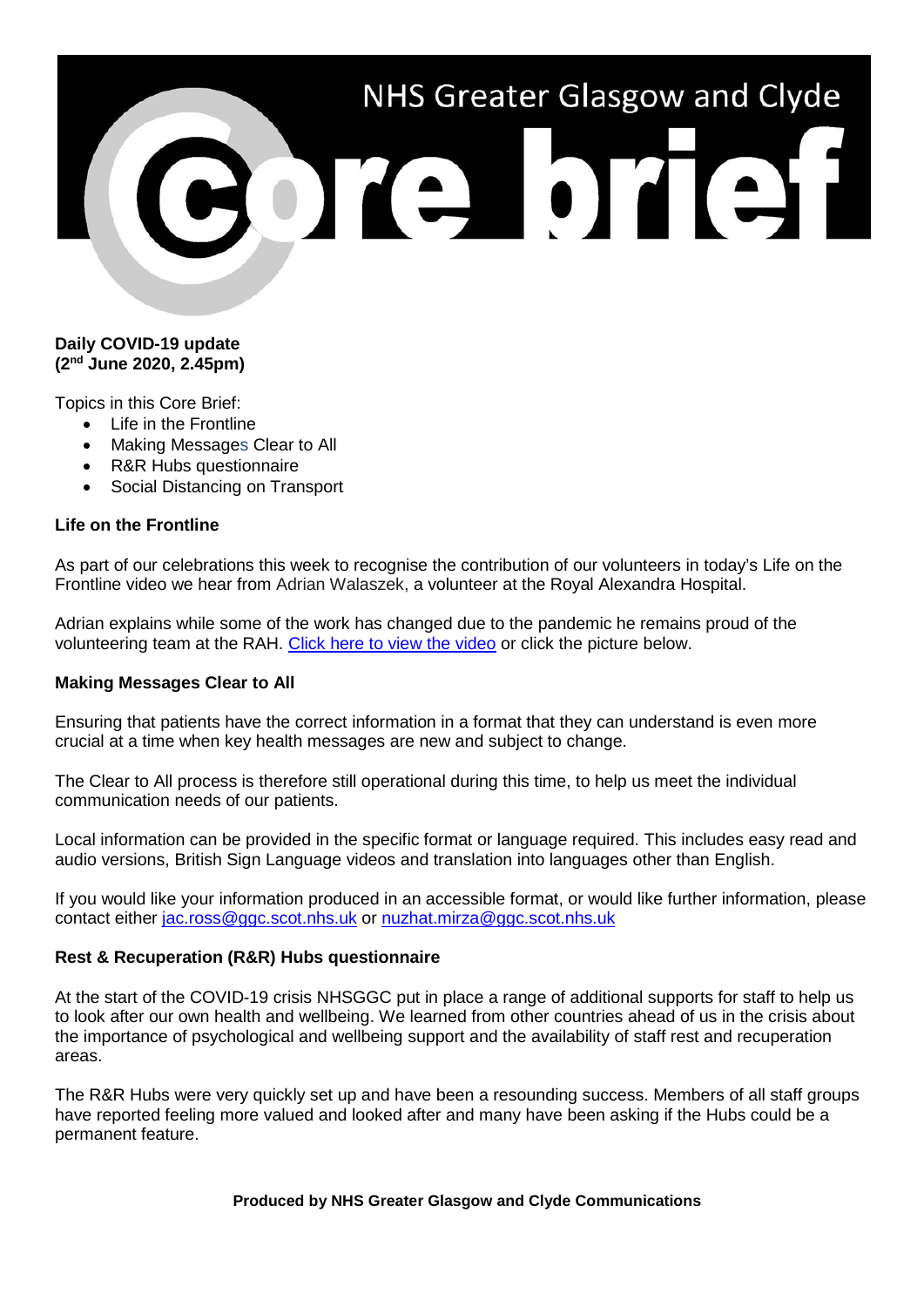NHS Greater Glasgow and Clyde

# Core brief

**Daily COVID-19 update**
**(2nd June 2020, 2.45pm)**

Topics in this Core Brief:

- Life in the Frontline
- Making Messages Clear to All
- R&R Hubs questionnaire
- Social Distancing on Transport

## Life on the Frontline

As part of our celebrations this week to recognise the contribution of our volunteers in today's Life on the Frontline video we hear from Adrian Walaszek, a volunteer at the Royal Alexandra Hospital.

Adrian explains while some of the work has changed due to the pandemic he remains proud of the volunteering team at the RAH. Click here to view the video or click the picture below.

## Making Messages Clear to All

Ensuring that patients have the correct information in a format that they can understand is even more crucial at a time when key health messages are new and subject to change.

The Clear to All process is therefore still operational during this time, to help us meet the individual communication needs of our patients.

Local information can be provided in the specific format or language required. This includes easy read and audio versions, British Sign Language videos and translation into languages other than English.

If you would like your information produced in an accessible format, or would like further information, please contact either jac.ross@ggc.scot.nhs.uk or nuzhat.mirza@ggc.scot.nhs.uk

## Rest & Recuperation (R&R) Hubs questionnaire

At the start of the COVID-19 crisis NHSGGC put in place a range of additional supports for staff to help us to look after our own health and wellbeing. We learned from other countries ahead of us in the crisis about the importance of psychological and wellbeing support and the availability of staff rest and recuperation areas.

The R&R Hubs were very quickly set up and have been a resounding success. Members of all staff groups have reported feeling more valued and looked after and many have been asking if the Hubs could be a permanent feature.

**Produced by NHS Greater Glasgow and Clyde Communications**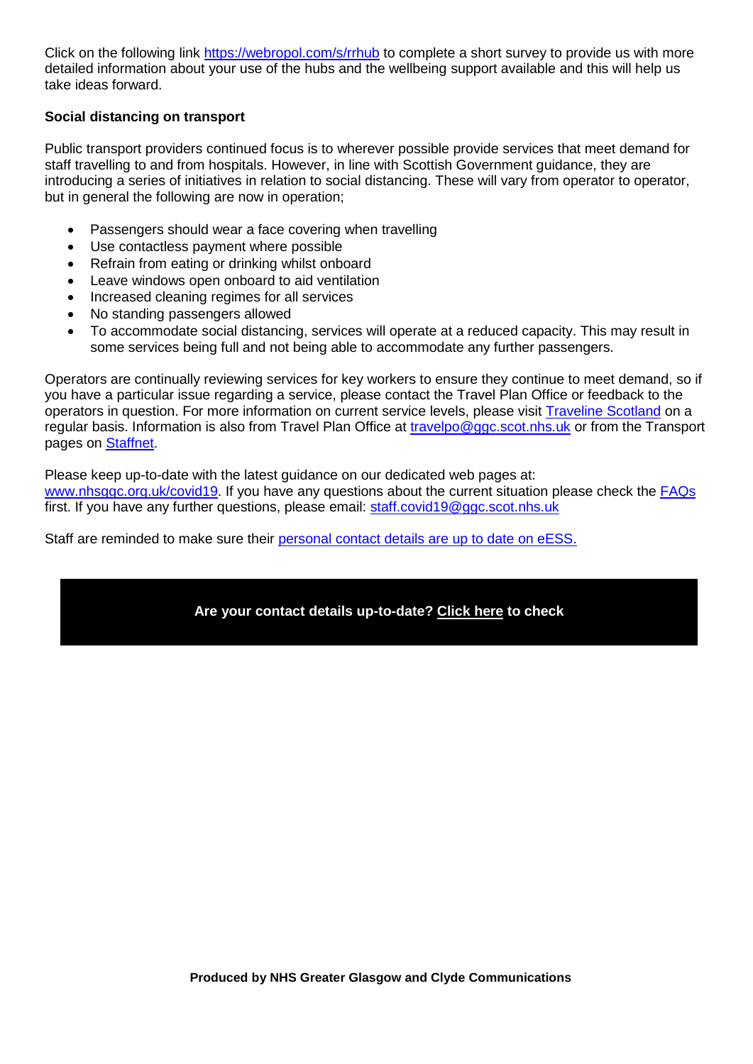Click on the following link https://webropol.com/s/rrhub to complete a short survey to provide us with more detailed information about your use of the hubs and the wellbeing support available and this will help us take ideas forward.

**Social distancing on transport**

Public transport providers continued focus is to wherever possible provide services that meet demand for staff travelling to and from hospitals. However, in line with Scottish Government guidance, they are introducing a series of initiatives in relation to social distancing. These will vary from operator to operator, but in general the following are now in operation;

- Passengers should wear a face covering when travelling
- Use contactless payment where possible
- Refrain from eating or drinking whilst onboard
- Leave windows open onboard to aid ventilation
- Increased cleaning regimes for all services
- No standing passengers allowed
- To accommodate social distancing, services will operate at a reduced capacity. This may result in some services being full and not being able to accommodate any further passengers.

Operators are continually reviewing services for key workers to ensure they continue to meet demand, so if you have a particular issue regarding a service, please contact the Travel Plan Office or feedback to the operators in question. For more information on current service levels, please visit Traveline Scotland on a regular basis. Information is also from Travel Plan Office at travelpo@ggc.scot.nhs.uk or from the Transport pages on Staffnet.

Please keep up-to-date with the latest guidance on our dedicated web pages at: www.nhsggc.org.uk/covid19. If you have any questions about the current situation please check the FAQs first. If you have any further questions, please email: staff.covid19@ggc.scot.nhs.uk

Staff are reminded to make sure their personal contact details are up to date on eESS.

**Are your contact details up-to-date? Click here to check**

**Produced by NHS Greater Glasgow and Clyde Communications**